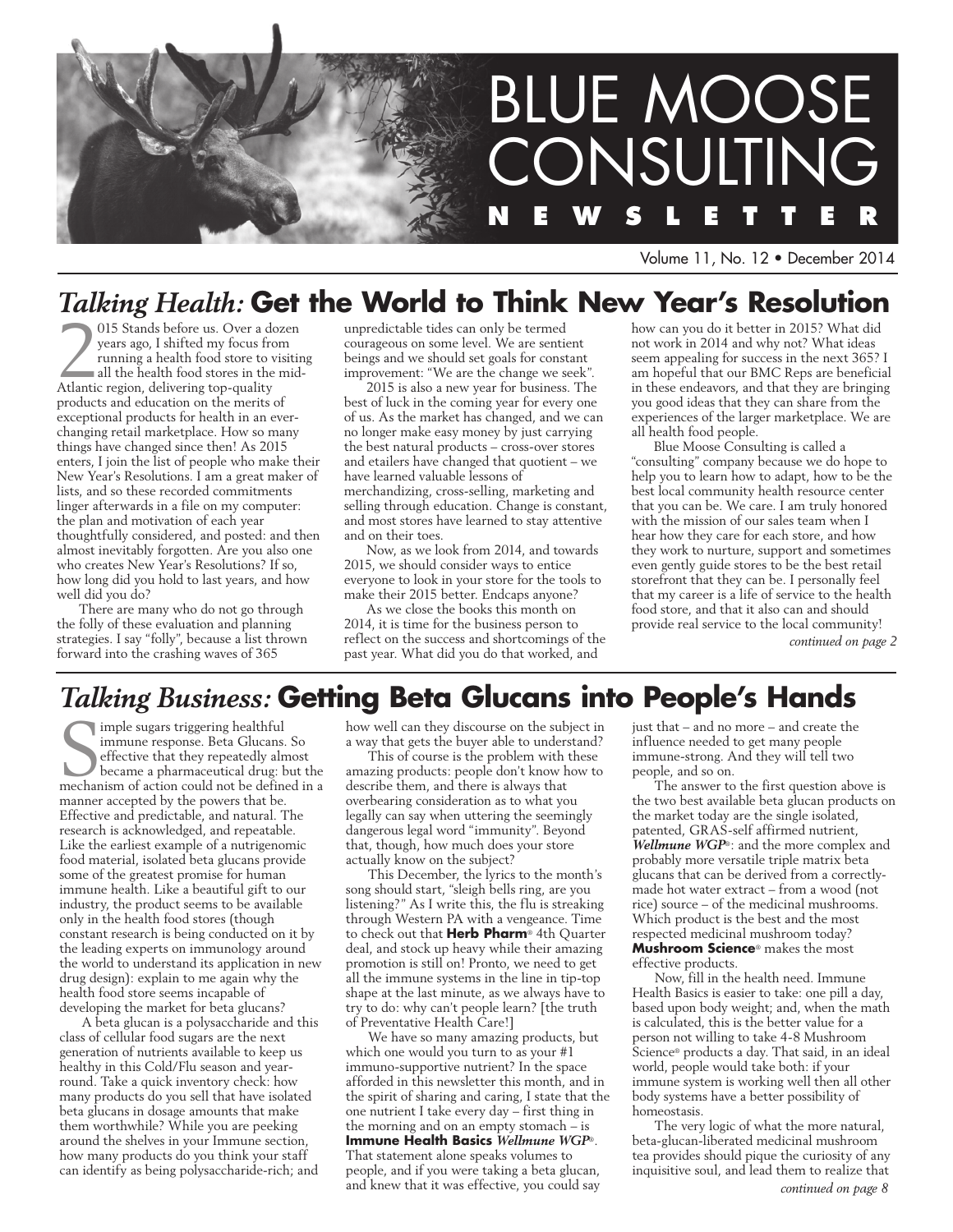# BLUE MOOSE CONSULTING NEWSLETTER

Volume 11, No. 12 • December 2014

## *Talking Health:* Get the World to Think New Year's Resolution

2015 Stands before us. Over a dozen years ago, I shifted my focus from running a health food store to visiting all the health food stores in the mid-Atlantic region, delivering top-quality products and education on the merits of exceptional products for health in an ever-changing retail marketplace. How so many things have changed since then! As 2015 enters, I join the list of people who make their New Year's Resolutions. I am a great maker of lists, and so these recorded commitments linger afterwards in a file on my computer: the plan and motivation of each year thoughtfully considered, and posted: and then almost inevitably forgotten. Are you also one who creates New Year's Resolutions? If so, how long did you hold to last years, and how well did you do?

There are many who do not go through the folly of these evaluation and planning strategies. I say "folly", because a list thrown forward into the crashing waves of 365 unpredictable tides can only be termed courageous on some level. We are sentient beings and we should set goals for constant improvement: "We are the change we seek".

2015 is also a new year for business. The best of luck in the coming year for every one of us. As the market has changed, and we can no longer make easy money by just carrying the best natural products – cross-over stores and etailers have changed that quotient – we have learned valuable lessons of merchandizing, cross-selling, marketing and selling through education. Change is constant, and most stores have learned to stay attentive and on their toes.

Now, as we look from 2014, and towards 2015, we should consider ways to entice everyone to look in your store for the tools to make their 2015 better. Endcaps anyone?

As we close the books this month on 2014, it is time for the business person to reflect on the success and shortcomings of the past year. What did you do that worked, and how can you do it better in 2015? What did not work in 2014 and why not? What ideas seem appealing for success in the next 365? I am hopeful that our BMC Reps are beneficial in these endeavors, and that they are bringing you good ideas that they can share from the experiences of the larger marketplace. We are all health food people.

Blue Moose Consulting is called a "consulting" company because we do hope to help you to learn how to adapt, how to be the best local community health resource center that you can be. We care. I am truly honored with the mission of our sales team when I hear how they care for each store, and how they work to nurture, support and sometimes even gently guide stores to be the best retail storefront that they can be. I personally feel that my career is a life of service to the health food store, and that it also can and should provide real service to the local community!

*continued on page 2*

## *Talking Business:* Getting Beta Glucans into People's Hands

Simple sugars triggering healthful immune response. Beta Glucans. So effective that they repeatedly almost became a pharmaceutical drug: but the mechanism of action could not be defined in a manner accepted by the powers that be. Effective and predictable, and natural. The research is acknowledged, and repeatable. Like the earliest example of a nutrigenomic food material, isolated beta glucans provide some of the greatest promise for human immune health. Like a beautiful gift to our industry, the product seems to be available only in the health food stores (though constant research is being conducted on it by the leading experts on immunology around the world to understand its application in new drug design): explain to me again why the health food store seems incapable of developing the market for beta glucans?

A beta glucan is a polysaccharide and this class of cellular food sugars are the next generation of nutrients available to keep us healthy in this Cold/Flu season and year-round. Take a quick inventory check: how many products do you sell that have isolated beta glucans in dosage amounts that make them worthwhile? While you are peeking around the shelves in your Immune section, how many products do you think your staff can identify as being polysaccharide-rich; and how well can they discourse on the subject in a way that gets the buyer able to understand?

This of course is the problem with these amazing products: people don't know how to describe them, and there is always that overbearing consideration as to what you legally can say when uttering the seemingly dangerous legal word "immunity". Beyond that, though, how much does your store actually know on the subject?

This December, the lyrics to the month's song should start, "sleigh bells ring, are you listening?" As I write this, the flu is streaking through Western PA with a vengeance. Time to check out that **Herb Pharm**® 4th Quarter deal, and stock up heavy while their amazing promotion is still on! Pronto, we need to get all the immune systems in the line in tip-top shape at the last minute, as we always have to try to do: why can't people learn? [the truth of Preventative Health Care!]

We have so many amazing products, but which one would you turn to as your #1 immuno-supportive nutrient? In the space afforded in this newsletter this month, and in the spirit of sharing and caring, I state that the one nutrient I take every day – first thing in the morning and on an empty stomach – is **Immune Health Basics *Wellmune WGP*®**. That statement alone speaks volumes to people, and if you were taking a beta glucan, and knew that it was effective, you could say just that – and no more – and create the influence needed to get many people immune-strong. And they will tell two people, and so on.

The answer to the first question above is the two best available beta glucan products on the market today are the single isolated, patented, GRAS-self affirmed nutrient, ***Wellmune WGP***®: and the more complex and probably more versatile triple matrix beta glucans that can be derived from a correctly-made hot water extract – from a wood (not rice) source – of the medicinal mushrooms. Which product is the best and the most respected medicinal mushroom today? **Mushroom Science**® makes the most effective products.

Now, fill in the health need. Immune Health Basics is easier to take: one pill a day, based upon body weight; and, when the math is calculated, this is the better value for a person not willing to take 4-8 Mushroom Science® products a day. That said, in an ideal world, people would take both: if your immune system is working well then all other body systems have a better possibility of homeostasis.

The very logic of what the more natural, beta-glucan-liberated medicinal mushroom tea provides should pique the curiosity of any inquisitive soul, and lead them to realize that

*continued on page 8*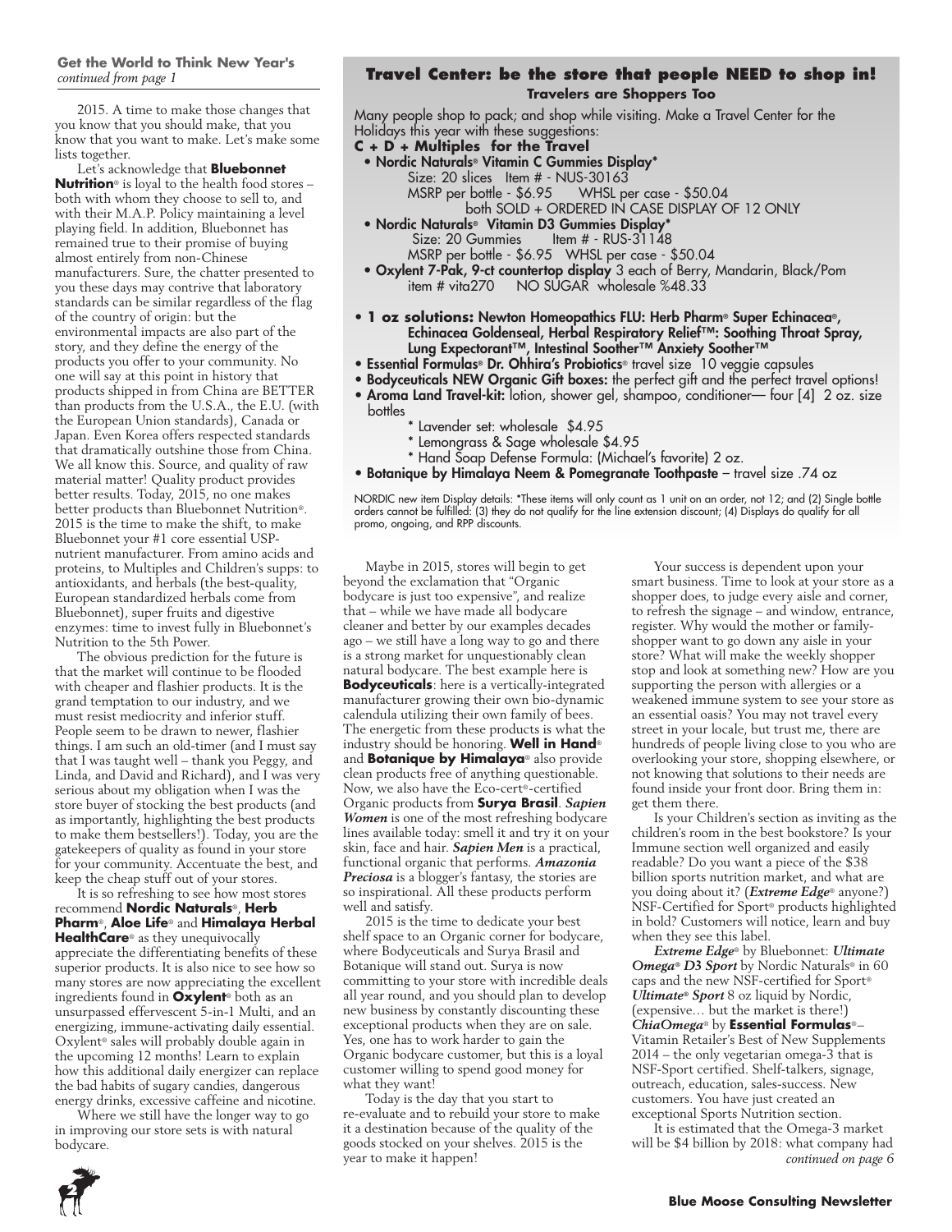**Get the World to Think New Year's**
*continued from page 1*

2015. A time to make those changes that you know that you should make, that you know that you want to make. Let's make some lists together.

Let's acknowledge that **Bluebonnet Nutrition**® is loyal to the health food stores – both with whom they choose to sell to, and with their M.A.P. Policy maintaining a level playing field. In addition, Bluebonnet has remained true to their promise of buying almost entirely from non-Chinese manufacturers. Sure, the chatter presented to you these days may contrive that laboratory standards can be similar regardless of the flag of the country of origin: but the environmental impacts are also part of the story, and they define the energy of the products you offer to your community. No one will say at this point in history that products shipped in from China are BETTER than products from the U.S.A., the E.U. (with the European Union standards), Canada or Japan. Even Korea offers respected standards that dramatically outshine those from China. We all know this. Source, and quality of raw material matter! Quality product provides better results. Today, 2015, no one makes better products than Bluebonnet Nutrition®. 2015 is the time to make the shift, to make Bluebonnet your #1 core essential USP-nutrient manufacturer. From amino acids and proteins, to Multiples and Children's supps: to antioxidants, and herbals (the best-quality, European standardized herbals come from Bluebonnet), super fruits and digestive enzymes: time to invest fully in Bluebonnet's Nutrition to the 5th Power.

The obvious prediction for the future is that the market will continue to be flooded with cheaper and flashier products. It is the grand temptation to our industry, and we must resist mediocrity and inferior stuff. People seem to be drawn to newer, flashier things. I am such an old-timer (and I must say that I was taught well – thank you Peggy, and Linda, and David and Richard), and I was very serious about my obligation when I was the store buyer of stocking the best products (and as importantly, highlighting the best products to make them bestsellers!). Today, you are the gatekeepers of quality as found in your store for your community. Accentuate the best, and keep the cheap stuff out of your stores.

It is so refreshing to see how most stores recommend **Nordic Naturals**®, **Herb Pharm**®, **Aloe Life**® and **Himalaya Herbal HealthCare**® as they unequivocally appreciate the differentiating benefits of these superior products. It is also nice to see how so many stores are now appreciating the excellent ingredients found in **Oxylent**® both as an unsurpassed effervescent 5-in-1 Multi, and an energizing, immune-activating daily essential. Oxylent® sales will probably double again in the upcoming 12 months! Learn to explain how this additional daily energizer can replace the bad habits of sugary candies, dangerous energy drinks, excessive caffeine and nicotine.

Where we still have the longer way to go in improving our store sets is with natural bodycare.

## Travel Center: be the store that people NEED to shop in!

### Travelers are Shoppers Too

Many people shop to pack; and shop while visiting. Make a Travel Center for the Holidays this year with these suggestions:

**C + D + Multiples for the Travel**

- **Nordic Naturals® Vitamin C Gummies Display\***
  Size: 20 slices Item # - NUS-30163
  MSRP per bottle - $6.95 WHSL per case - $50.04
  both SOLD + ORDERED IN CASE DISPLAY OF 12 ONLY
- **Nordic Naturals® Vitamin D3 Gummies Display\***
  Size: 20 Gummies Item # - RUS-31148
  MSRP per bottle - $6.95 WHSL per case - $50.04
- **Oxylent 7-Pak, 9-ct countertop display** 3 each of Berry, Mandarin, Black/Pom
  item # vita270 NO SUGAR wholesale %48.33

- **1 oz solutions: Newton Homeopathics FLU: Herb Pharm® Super Echinacea®, Echinacea Goldenseal, Herbal Respiratory Relief™: Soothing Throat Spray, Lung Expectorant™, Intestinal Soother™ Anxiety Soother™**
- **Essential Formulas® Dr. Ohhira's Probiotics®** travel size 10 veggie capsules
- **Bodyceuticals NEW Organic Gift boxes:** the perfect gift and the perfect travel options!
- **Aroma Land Travel-kit:** lotion, shower gel, shampoo, conditioner— four [4] 2 oz. size bottles
  - \* Lavender set: wholesale $4.95
  - \* Lemongrass & Sage wholesale $4.95
  - \* Hand Soap Defense Formula: (Michael's favorite) 2 oz.
- **Botanique by Himalaya Neem & Pomegranate Toothpaste** – travel size .74 oz

NORDIC new item Display details: \*These items will only count as 1 unit on an order, not 12; and (2) Single bottle orders cannot be fulfilled: (3) they do not qualify for the line extension discount; (4) Displays do qualify for all promo, ongoing, and RPP discounts.

Maybe in 2015, stores will begin to get beyond the exclamation that "Organic bodycare is just too expensive", and realize that – while we have made all bodycare cleaner and better by our examples decades ago – we still have a long way to go and there is a strong market for unquestionably clean natural bodycare. The best example here is **Bodyceuticals**: here is a vertically-integrated manufacturer growing their own bio-dynamic calendula utilizing their own family of bees. The energetic from these products is what the industry should be honoring. **Well in Hand**® and **Botanique by Himalaya**® also provide clean products free of anything questionable. Now, we also have the Eco-cert®-certified Organic products from **Surya Brasil**. ***Sapien Women*** is one of the most refreshing bodycare lines available today: smell it and try it on your skin, face and hair. ***Sapien Men*** is a practical, functional organic that performs. ***Amazonia Preciosa*** is a blogger's fantasy, the stories are so inspirational. All these products perform well and satisfy.

2015 is the time to dedicate your best shelf space to an Organic corner for bodycare, where Bodyceuticals and Surya Brasil and Botanique will stand out. Surya is now committing to your store with incredible deals all year round, and you should plan to develop new business by constantly discounting these exceptional products when they are on sale. Yes, one has to work harder to gain the Organic bodycare customer, but this is a loyal customer willing to spend good money for what they want!

Today is the day that you start to re-evaluate and to rebuild your store to make it a destination because of the quality of the goods stocked on your shelves. 2015 is the year to make it happen!

Your success is dependent upon your smart business. Time to look at your store as a shopper does, to judge every aisle and corner, to refresh the signage – and window, entrance, register. Why would the mother or family-shopper want to go down any aisle in your store? What will make the weekly shopper stop and look at something new? How are you supporting the person with allergies or a weakened immune system to see your store as an essential oasis? You may not travel every street in your locale, but trust me, there are hundreds of people living close to you who are overlooking your store, shopping elsewhere, or not knowing that solutions to their needs are found inside your front door. Bring them in: get them there.

Is your Children's section as inviting as the children's room in the best bookstore? Is your Immune section well organized and easily readable? Do you want a piece of the $38 billion sports nutrition market, and what are you doing about it? (***Extreme Edge***® anyone?) NSF-Certified for Sport® products highlighted in bold? Customers will notice, learn and buy when they see this label.

***Extreme Edge***® by Bluebonnet: ***Ultimate Omega® D3 Sport*** by Nordic Naturals® in 60 caps and the new NSF-certified for Sport® ***Ultimate® Sport*** 8 oz liquid by Nordic, (expensive… but the market is there!) ***ChiaOmega***® by **Essential Formulas**®– Vitamin Retailer's Best of New Supplements 2014 – the only vegetarian omega-3 that is NSF-Sport certified. Shelf-talkers, signage, outreach, education, sales-success. New customers. You have just created an exceptional Sports Nutrition section.

It is estimated that the Omega-3 market will be $4 billion by 2018: what company had
*continued on page 6*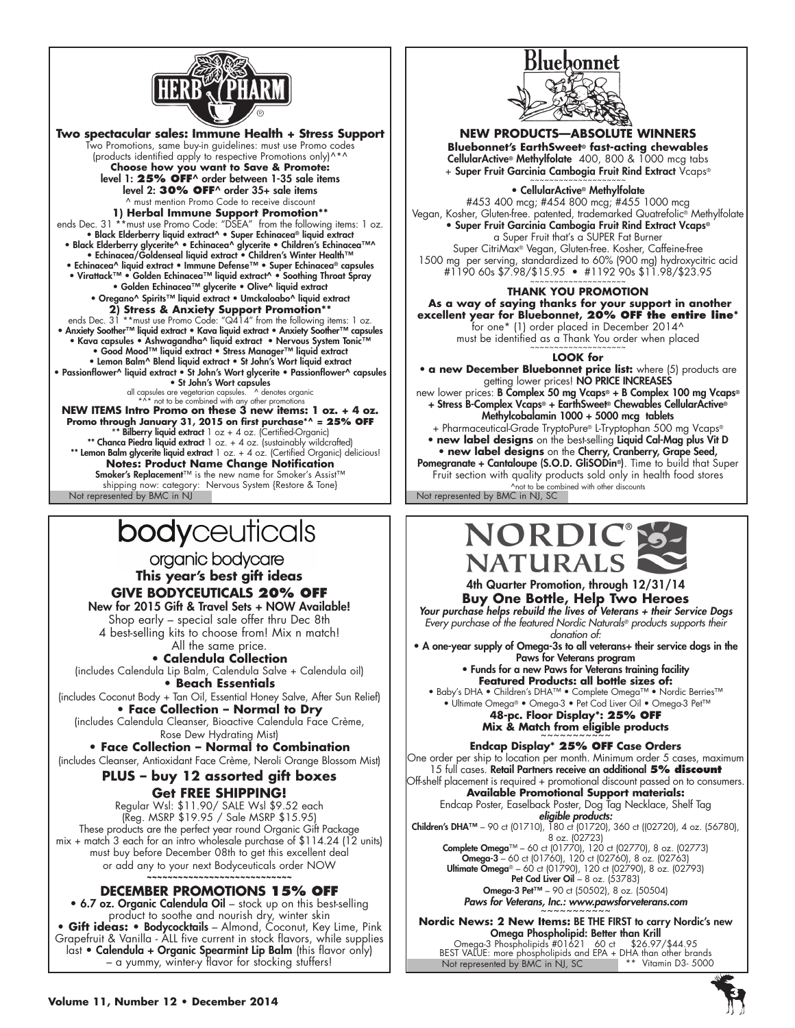# HERB PHARM

**Two spectacular sales: Immune Health + Stress Support**

Two Promotions, same buy-in guidelines: must use Promo codes (products identified apply to respective Promotions only)^*^

**Choose how you want to Save & Promote:**

level 1: **25% OFF**^ order between 1-35 sale items

level 2: **30% OFF**^ order 35+ sale items

^ must mention Promo Code to receive discount

**1) Herbal Immune Support Promotion****

ends Dec. 31 **must use Promo Code: "DSEA" from the following items: 1 oz.
• Black Elderberry liquid extract^ • Super Echinacea® liquid extract • Black Elderberry glycerite^ • Echinacea^ glycerite • Children's Echinacea™^ • Echinacea/Goldenseal liquid extract • Children's Winter Health™ • Echinacea^ liquid extract • Immune Defense™ • Super Echinacea® capsules • Virattack™ • Golden Echinacea™ liquid extract^ • Soothing Throat Spray • Golden Echinacea™ glycerite • Olive^ liquid extract • Oregano^ Spirits™ liquid extract • Umckaloabo^ liquid extract

**2) Stress & Anxiety Support Promotion****

ends Dec. 31 **must use Promo Code: "Q414" from the following items: 1 oz.
• Anxiety Soother™ liquid extract • Kava liquid extract • Anxiety Soother™ capsules • Kava capsules • Ashwagandha^ liquid extract • Nervous System Tonic™ • Good Mood™ liquid extract • Stress Manager™ liquid extract • Lemon Balm^ Blend liquid extract • St John's Wort liquid extract • Passionflower^ liquid extract • St John's Wort glycerite • Passionflower^ capsules • St John's Wort capsules

all capsules are vegetarian capsules. ^ denotes organic
*^* not to be combined with any other promotions

**NEW ITEMS Intro Promo on these 3 new items: 1 oz. + 4 oz.**
**Promo through January 31, 2015 on first purchase*^ = 25% OFF**

** Bilberry liquid extract 1 oz + 4 oz. (Certified-Organic)
** Chanca Piedra liquid extract 1 oz. + 4 oz. (sustainably wildcrafted)
** Lemon Balm glycerite liquid extract 1 oz. + 4 oz. (Certified Organic) delicious!

**Notes: Product Name Change Notification**

Smoker's Replacement™ is the new name for Smoker's Assist™
shipping now: category: Nervous System (Restore & Tone)

Not represented by BMC in NJ

# Bluebonnet

**NEW PRODUCTS—ABSOLUTE WINNERS**

**Bluebonnet's EarthSweet® fast-acting chewables**
CellularActive® Methylfolate 400, 800 & 1000 mcg tabs
+ Super Fruit Garcinia Cambogia Fruit Rind Extract Vcaps®

~~~~~~~~~~~~~~~~~~~

• **CellularActive® Methylfolate**
#453 400 mcg; #454 800 mcg; #455 1000 mcg
Vegan, Kosher, Gluten-free. patented, trademarked Quatrefolic® Methylfolate

• **Super Fruit Garcinia Cambogia Fruit Rind Extract Vcaps®**
a Super Fruit that's a SUPER Fat Burner
Super CitriMax® Vegan, Gluten-free. Kosher, Caffeine-free
1500 mg per serving, standardized to 60% (900 mg) hydroxycitric acid
#1190 60s $7.98/$15.95 • #1192 90s $11.98/$23.95

~~~~~~~~~~~~~~~~~~~

**THANK YOU PROMOTION**

**As a way of saying thanks for your support in another excellent year for Bluebonnet, 20% OFF the entire line***
for one* (1) order placed in December 2014^
must be identified as a Thank You order when placed

~~~~~~~~~~~~~~~~~~~

**LOOK for**

• **a new December Bluebonnet price list:** where (5) products are getting lower prices! NO PRICE INCREASES
new lower prices: B Complex 50 mg Vcaps® + B Complex 100 mg Vcaps® + Stress B-Complex Vcaps® + EarthSweet® Chewables CellularActive® Methylcobalamin 1000 + 5000 mcg tablets
+ Pharmaceutical-Grade TryptoPure® L-Tryptophan 500 mg Vcaps®

• **new label designs** on the best-selling Liquid Cal-Mag plus Vit D

• **new label designs** on the Cherry, Cranberry, Grape Seed, Pomegranate + Cantaloupe (S.O.D. GliSODin®). Time to build that Super Fruit section with quality products sold only in health food stores

^not to be combined with other discounts

Not represented by BMC in NJ, SC

# bodyceuticals

organic bodycare

**This year's best gift ideas**

**GIVE BODYCEUTICALS 20% OFF**

New for 2015 Gift & Travel Sets + NOW Available!
Shop early – special sale offer thru Dec 8th
4 best-selling kits to choose from! Mix n match!
All the same price.

• **Calendula Collection**
(includes Calendula Lip Balm, Calendula Salve + Calendula oil)

• **Beach Essentials**
(includes Coconut Body + Tan Oil, Essential Honey Salve, After Sun Relief)

• **Face Collection – Normal to Dry**
(includes Calendula Cleanser, Bioactive Calendula Face Crème, Rose Dew Hydrating Mist)

• **Face Collection – Normal to Combination**
(includes Cleanser, Antioxidant Face Crème, Neroli Orange Blossom Mist)

**PLUS – buy 12 assorted gift boxes**
**Get FREE SHIPPING!**

Regular Wsl: $11.90/ SALE Wsl $9.52 each
(Reg. MSRP $19.95 / Sale MSRP $15.95)
These products are the perfect year round Organic Gift Package
mix + match 3 each for an intro wholesale purchase of $114.24 (12 units)
must buy before December 08th to get this excellent deal
or add any to your next Bodyceuticals order NOW

~~~~~~~~~~~~~~~~~~~~~~~~~~~

**DECEMBER PROMOTIONS 15% OFF**

• **6.7 oz. Organic Calendula Oil** – stock up on this best-selling product to soothe and nourish dry, winter skin
• **Gift ideas:** • **Bodycocktails** – Almond, Coconut, Key Lime, Pink Grapefruit & Vanilla - ALL five current in stock flavors, while supplies last • **Calendula + Organic Spearmint Lip Balm** (this flavor only) – a yummy, winter-y flavor for stocking stuffers!

# NORDIC NATURALS

4th Quarter Promotion, through 12/31/14

**Buy One Bottle, Help Two Heroes**

*Your purchase helps rebuild the lives of Veterans + their Service Dogs*
*Every purchase of the featured Nordic Naturals® products supports their donation of:*

• A one-year supply of Omega-3s to all veterans+ their service dogs in the Paws for Veterans program
• Funds for a new Paws for Veterans training facility

**Featured Products: all bottle sizes of:**
• Baby's DHA • Children's DHA™ • Complete Omega™ • Nordic Berries™ • Ultimate Omega® • Omega-3 • Pet Cod Liver Oil • Omega-3 Pet™

**48-pc. Floor Display*: 25% OFF**
**Mix & Match from eligible products**

~~~~~~~~~~~

**Endcap Display* 25% OFF Case Orders**

One order per ship to location per month. Minimum order 5 cases, maximum 15 full cases. Retail Partners receive an additional **5% discount**
Off-shelf placement is required + promotional discount passed on to consumers.

**Available Promotional Support materials:**
Endcap Poster, Easelback Poster, Dog Tag Necklace, Shelf Tag

*eligible products:*
**Children's DHA™** – 90 ct (01710), 180 ct (01720), 360 ct ((02720), 4 oz. (56780), 8 oz. (02723)
**Complete Omega™** – 60 ct (01770), 120 ct (02770), 8 oz. (02773)
**Omega-3** – 60 ct (01760), 120 ct (02760), 8 oz. (02763)
**Ultimate Omega®** – 60 ct (01790), 120 ct (02790), 8 oz. (02793)
**Pet Cod Liver Oil** – 8 oz. (53783)
**Omega-3 Pet™** – 90 ct (50502), 8 oz. (50504)

*Paws for Veterans, Inc.: www.pawsforveterans.com*

~~~~~~~~~~~

**Nordic News: 2 New Items:** BE THE FIRST to carry Nordic's new Omega Phospholipid: Better than Krill
Omega-3 Phospholipids #01621 60 ct $26.97/$44.95
BEST VALUE: more phospholipids and EPA + DHA than other brands

Not represented by BMC in NJ, SC ** Vitamin D3- 5000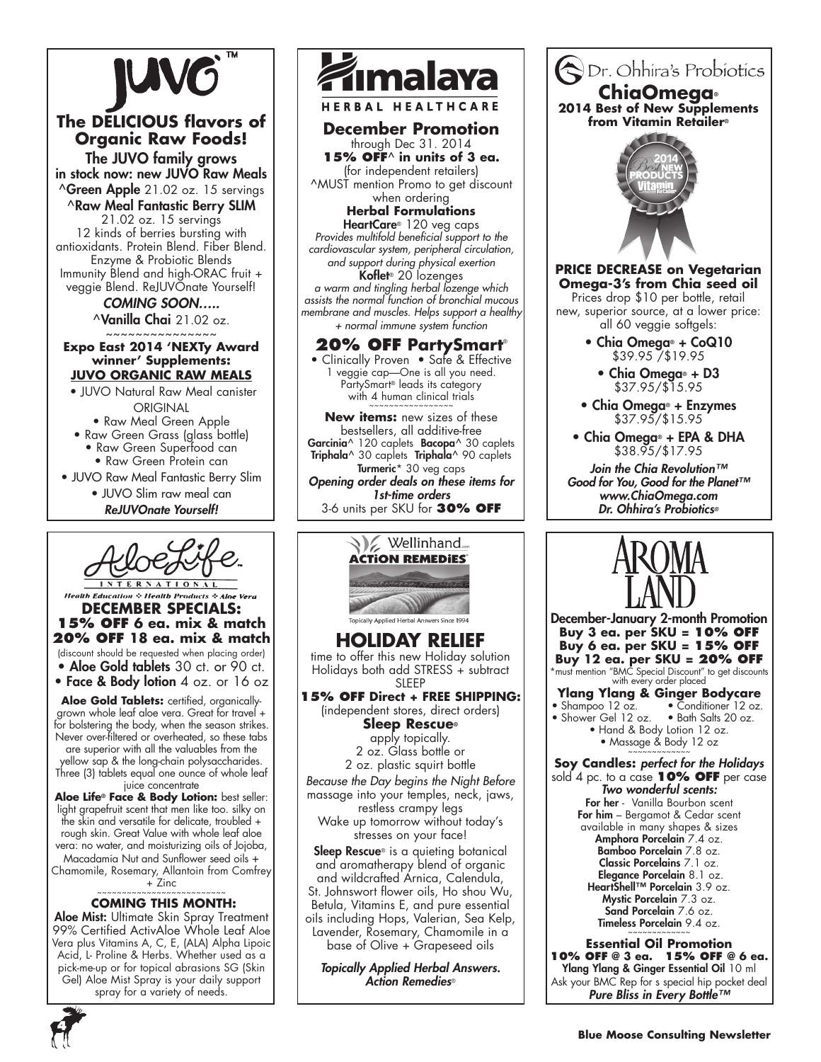# JUVO™

## The DELICIOUS flavors of Organic Raw Foods!

**The JUVO family grows in stock now: new JUVO Raw Meals**

^**Green Apple** 21.02 oz. 15 servings

^**Raw Meal Fantastic Berry SLIM**
21.02 oz. 15 servings
12 kinds of berries bursting with antioxidants. Protein Blend. Fiber Blend. Enzyme & Probiotic Blends Immunity Blend and high-ORAC fruit + veggie Blend. ReJUVOnate Yourself!

***COMING SOON…..***

^**Vanilla Chai** 21.02 oz.

~~~~~~~~~~~~~~~

**Expo East 2014 'NEXTy Award winner' Supplements:**
**JUVO ORGANIC RAW MEALS**

- JUVO Natural Raw Meal canister ORIGINAL
- Raw Meal Green Apple
- Raw Green Grass (glass bottle)
- Raw Green Superfood can
- Raw Green Protein can
- JUVO Raw Meal Fantastic Berry Slim
- JUVO Slim raw meal can

***ReJUVOnate Yourself!***

# Himalaya HERBAL HEALTHCARE

## December Promotion

through Dec 31. 2014
**15% OFF^ in units of 3 ea.**
(for independent retailers)
^MUST mention Promo to get discount when ordering

**Herbal Formulations**

**HeartCare®** 120 veg caps
*Provides multifold beneficial support to the cardiovascular system, peripheral circulation, and support during physical exertion*

**Koflet®** 20 lozenges
*a warm and tingling herbal lozenge which assists the normal function of bronchial mucous membrane and muscles. Helps support a healthy + normal immune system function*

## 20% OFF PartySmart®

- Clinically Proven • Safe & Effective

1 veggie cap—One is all you need. PartySmart® leads its category with 4 human clinical trials

~~~~~~~~~~~~~~~

**New items:** new sizes of these bestsellers, all additive-free
**Garcinia**^ 120 caplets **Bacopa**^ 30 caplets
**Triphala**^ 30 caplets **Triphala**^ 90 caplets
**Turmeric**^ 30 veg caps

***Opening order deals on these items for 1st-time orders***
3-6 units per SKU for **30% OFF**

# Dr. Ohhira's Probiotics

## ChiaOmega®

**2014 Best of New Supplements from Vitamin Retailer®**

**PRICE DECREASE on Vegetarian Omega-3's from Chia seed oil**

Prices drop $10 per bottle, retail new, superior source, at a lower price: all 60 veggie softgels:

- **Chia Omega® + CoQ10** $39.95 /$19.95
- **Chia Omega® + D3** $37.95/$15.95
- **Chia Omega® + Enzymes** $37.95/$15.95
- **Chia Omega® + EPA & DHA** $38.95/$17.95

***Join the Chia Revolution™***
***Good for You, Good for the Planet™***
***www.ChiaOmega.com***
***Dr. Ohhira's Probiotics®***

# AloeLife INTERNATIONAL

*Health Education ❖ Health Products ❖ Aloe Vera*

## DECEMBER SPECIALS:

**15% OFF 6 ea. mix & match**
**20% OFF 18 ea. mix & match**
(discount should be requested when placing order)

- **Aloe Gold tablets** 30 ct. or 90 ct.
- **Face & Body lotion** 4 oz. or 16 oz

**Aloe Gold Tablets:** certified, organically-grown whole leaf aloe vera. Great for travel + for bolstering the body, when the season strikes. Never over-filtered or overheated, so these tabs are superior with all the valuables from the yellow sap & the long-chain polysaccharides. Three (3) tablets equal one ounce of whole leaf juice concentrate

**Aloe Life® Face & Body Lotion:** best seller: light grapefruit scent that men like too. silky on the skin and versatile for delicate, troubled + rough skin. Great Value with whole leaf aloe vera: no water, and moisturizing oils of Jojoba, Macadamia Nut and Sunflower seed oils + Chamomile, Rosemary, Allantoin from Comfrey + Zinc

~~~~~~~~~~~~~~~

**COMING THIS MONTH:**

**Aloe Mist:** Ultimate Skin Spray Treatment 99% Certified ActivAloe Whole Leaf Aloe Vera plus Vitamins A, C, E, (ALA) Alpha Lipoic Acid, L- Proline & Herbs. Whether used as a pick-me-up or for topical abrasions SG (Skin Gel) Aloe Mist Spray is your daily support spray for a variety of needs.

# Wellinhand.com ACTION REMEDIES®

Topically Applied Herbal Answers Since 1994

## HOLIDAY RELIEF

time to offer this new Holiday solution
Holidays both add STRESS + subtract SLEEP

**15% OFF Direct + FREE SHIPPING:**
(independent stores, direct orders)

**Sleep Rescue®**
apply topically.
2 oz. Glass bottle or
2 oz. plastic squirt bottle

*Because the Day begins the Night Before*
massage into your temples, neck, jaws, restless crampy legs
Wake up tomorrow without today's stresses on your face!

**Sleep Rescue®** is a quieting botanical and aromatherapy blend of organic and wildcrafted Arnica, Calendula, St. Johnswort flower oils, Ho shou Wu, Betula, Vitamins E, and pure essential oils including Hops, Valerian, Sea Kelp, Lavender, Rosemary, Chamomile in a base of Olive + Grapeseed oils

***Topically Applied Herbal Answers.***
***Action Remedies®***

# AROMA LAND

**December-January 2-month Promotion**
**Buy 3 ea. per SKU = 10% OFF**
**Buy 6 ea. per SKU = 15% OFF**
**Buy 12 ea. per SKU = 20% OFF**
*must mention "BMC Special Discount" to get discounts with every order placed

**Ylang Ylang & Ginger Bodycare**

- Shampoo 12 oz.
- Conditioner 12 oz.
- Shower Gel 12 oz.
- Bath Salts 20 oz.
- Hand & Body Lotion 12 oz.
- Massage & Body 12 oz

~~~~~~~~~~~~~~~

**Soy Candles:** ***perfect for the Holidays***
sold 4 pc. to a case **10% OFF** per case
***Two wonderful scents:***
**For her** - Vanilla Bourbon scent
**For him** – Bergamot & Cedar scent
available in many shapes & sizes
**Amphora Porcelain** 7.4 oz.
**Bamboo Porcelain** 7.8 oz.
**Classic Porcelains** 7.1 oz.
**Elegance Porcelain** 8.1 oz.
**HeartShell™ Porcelain** 3.9 oz.
**Mystic Porcelain** 7.3 oz.
**Sand Porcelain** 7.6 oz.
**Timeless Porcelain** 9.4 oz.

~~~~~~~~~~~~~~~

**Essential Oil Promotion**
**10% OFF @ 3 ea. 15% OFF @ 6 ea.**
**Ylang Ylang & Ginger Essential Oil** 10 ml
Ask your BMC Rep for s special hip pocket deal
***Pure Bliss in Every Bottle™***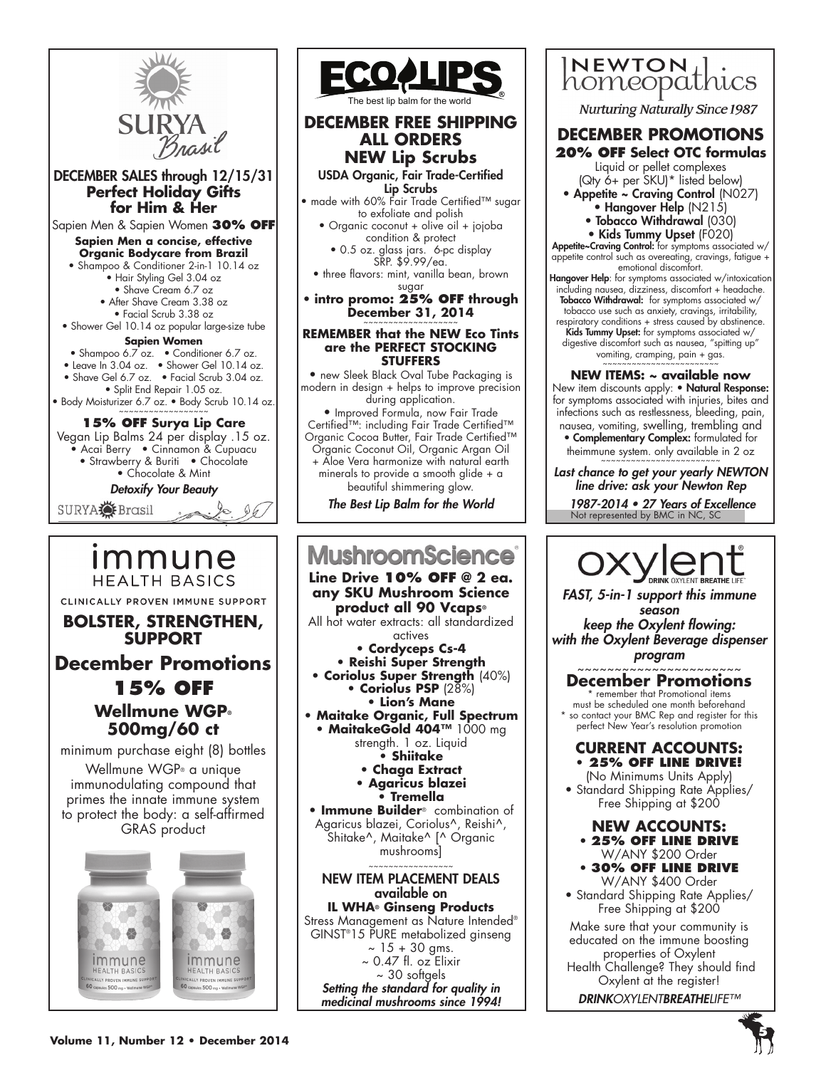# SURYA Brasil

## DECEMBER SALES through 12/15/31

### Perfect Holiday Gifts for Him & Her

Sapien Men & Sapien Women **30% OFF**

**Sapien Men a concise, effective Organic Bodycare from Brazil**

- Shampoo & Conditioner 2-in-1 10.14 oz
- Hair Styling Gel 3.04 oz
- Shave Cream 6.7 oz
- After Shave Cream 3.38 oz
- Facial Scrub 3.38 oz
- Shower Gel 10.14 oz popular large-size tube

**Sapien Women**

- Shampoo 6.7 oz.
- Conditioner 6.7 oz.
- Leave In 3.04 oz.
- Shower Gel 10.14 oz.
- Shave Gel 6.7 oz.
- Facial Scrub 3.04 oz.
- Split End Repair 1.05 oz.
- Body Moisturizer 6.7 oz.
- Body Scrub 10.14 oz.

~~~~~~~~~~~~~~~~~~

**15% OFF Surya Lip Care**

Vegan Lip Balms 24 per display .15 oz.

- Acai Berry
- Cinnamon & Cupuacu
- Strawberry & Buriti
- Chocolate
- Chocolate & Mint

*Detoxify Your Beauty*

SURYA Brasil

---

# ECO LIPS

The best lip balm for the world

## DECEMBER FREE SHIPPING ALL ORDERS

## NEW Lip Scrubs

**USDA Organic, Fair Trade-Certified Lip Scrubs**

- made with 60% Fair Trade Certified™ sugar to exfoliate and polish
- Organic coconut + olive oil + jojoba condition & protect
- 0.5 oz. glass jars. 6-pc display SRP. $9.99/ea.
- three flavors: mint, vanilla bean, brown sugar
- **intro promo: 25% OFF through December 31, 2014**

~~~~~~~~~~~~~~~~~~

**REMEMBER that the NEW Eco Tints are the PERFECT STOCKING STUFFERS**

- new Sleek Black Oval Tube Packaging is modern in design + helps to improve precision during application.
- Improved Formula, now Fair Trade Certified™: including Fair Trade Certified™ Organic Cocoa Butter, Fair Trade Certified™ Organic Coconut Oil, Organic Argan Oil + Aloe Vera harmonize with natural earth minerals to provide a smooth glide + a beautiful shimmering glow.

*The Best Lip Balm for the World*

---

# NEWTON homeopathics

*Nurturing Naturally Since 1987*

## DECEMBER PROMOTIONS

**20% OFF Select OTC formulas**

Liquid or pellet complexes (Qty 6+ per SKU)* listed below)

- **Appetite ~ Craving Control** (N027)
- **Hangover Help** (N215)
- **Tobacco Withdrawal** (030)
- **Kids Tummy Upset** (F020)

**Appetite~Craving Control:** for symptoms associated w/ appetite control such as overeating, cravings, fatigue + emotional discomfort.
**Hangover Help**: for symptoms associated w/intoxication including nausea, dizziness, discomfort + headache.
**Tobacco Withdrawal:** for symptoms associated w/ tobacco use such as anxiety, cravings, irritability, respiratory conditions + stress caused by abstinence.
**Kids Tummy Upset:** for symptoms associated w/ digestive discomfort such as nausea, "spitting up" vomiting, cramping, pain + gas.

~~~~~~~~~~~~~~~~~~~~~~~

**NEW ITEMS: ~ available now**

New item discounts apply: • **Natural Response:** for symptoms associated with injuries, bites and infections such as restlessness, bleeding, pain, nausea, vomiting, swelling, trembling and • **Complementary Complex:** formulated for theimmune system. only available in 2 oz

~~~~~~~~~~~~~~~~~~~~~~~

*Last chance to get your yearly NEWTON line drive: ask your Newton Rep*

*1987-2014 • 27 Years of Excellence*

Not represented by BMC in NC, SC

---

# immune HEALTH BASICS

CLINICALLY PROVEN IMMUNE SUPPORT

## BOLSTER, STRENGTHEN, SUPPORT

## December Promotions

## 15% OFF

### Wellmune WGP® 500mg/60 ct

minimum purchase eight (8) bottles

Wellmune WGP® a unique immunodulating compound that primes the innate immune system to protect the body: a self-affirmed GRAS product

---

# MushroomScience®

**Line Drive 10% OFF @ 2 ea. any SKU Mushroom Science product all 90 Vcaps®**

All hot water extracts: all standardized actives

- **Cordyceps Cs-4**
- **Reishi Super Strength**
- **Coriolus Super Strength** (40%)
- **Coriolus PSP** (28%)
- **Lion's Mane**
- **Maitake Organic, Full Spectrum**
- **MaitakeGold 404™** 1000 mg strength. 1 oz. Liquid
- **Shiitake**
- **Chaga Extract**
- **Agaricus blazei**
- **Tremella**
- **Immune Builder**® combination of Agaricus blazei, Coriolus^, Reishi^, Shitake^, Maitake^ [^ Organic mushrooms]

~~~~~~~~~~~~~~~~~~

**NEW ITEM PLACEMENT DEALS available on IL WHA® Ginseng Products**

Stress Management as Nature Intended® GINST®15 PURE metabolized ginseng
~ 15 + 30 gms.
~ 0.47 fl. oz Elixir
~ 30 softgels

*Setting the standard for quality in medicinal mushrooms since 1994!*

---

# oxylent®

DRINK OXYLENT BREATHE LIFE™

*FAST, 5-in-1 support this immune season*

*keep the Oxylent flowing: with the Oxylent Beverage dispenser program*

~~~~~~~~~~~~~~~~~~~~~~~

## December Promotions

\* remember that Promotional items must be scheduled one month beforehand
\* so contact your BMC Rep and register for this perfect New Year's resolution promotion

**CURRENT ACCOUNTS:**

- **25% OFF LINE DRIVE!** (No Minimums Units Apply)
- Standard Shipping Rate Applies/ Free Shipping at $200

**NEW ACCOUNTS:**

- **25% OFF LINE DRIVE** W/ANY $200 Order
- **30% OFF LINE DRIVE** W/ANY $400 Order
- Standard Shipping Rate Applies/ Free Shipping at $200

Make sure that your community is educated on the immune boosting properties of Oxylent
Health Challenge? They should find Oxylent at the register!

***DRINK**OXYLENT**BREATHE**LIFE™*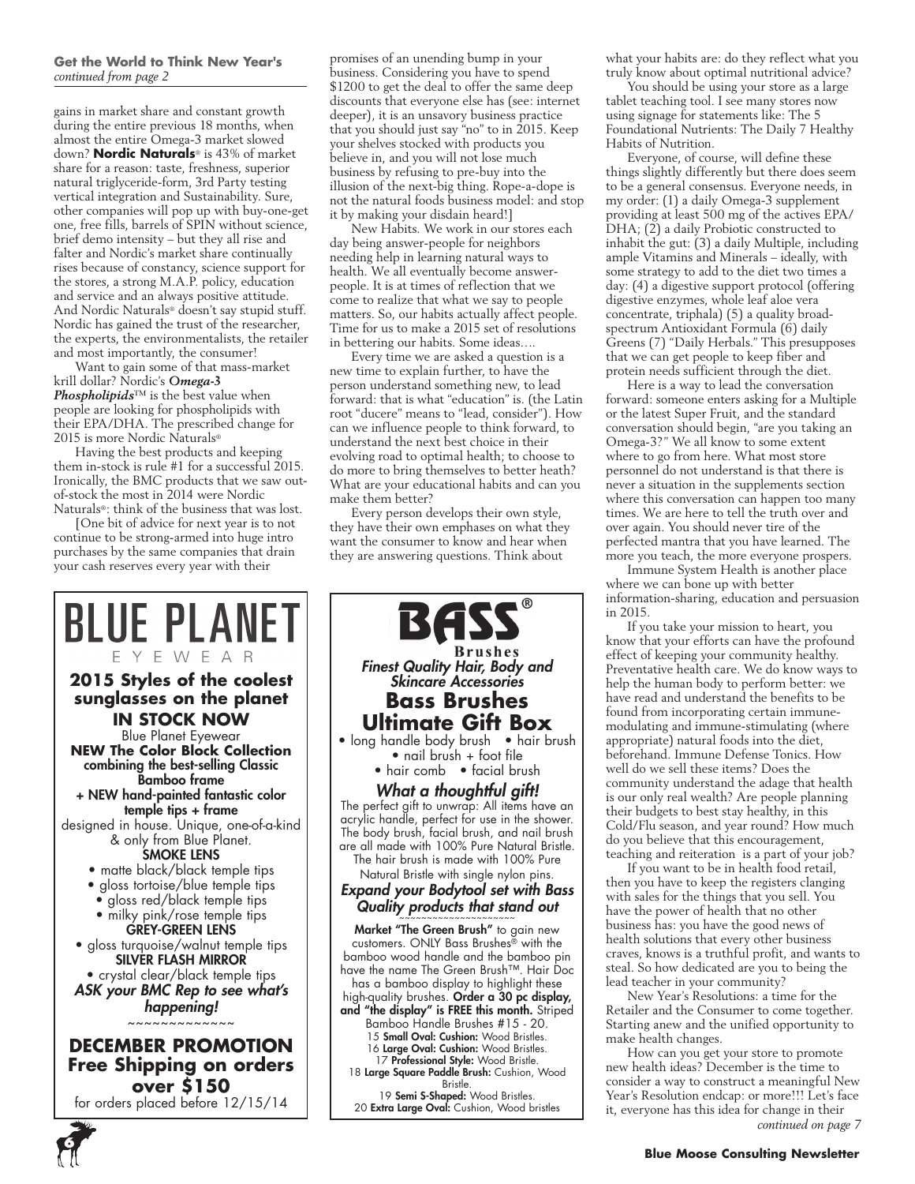**Get the World to Think New Year's**
*continued from page 2*

gains in market share and constant growth during the entire previous 18 months, when almost the entire Omega-3 market slowed down? **Nordic Naturals**® is 43% of market share for a reason: taste, freshness, superior natural triglyceride-form, 3rd Party testing vertical integration and Sustainability. Sure, other companies will pop up with buy-one-get one, free fills, barrels of SPIN without science, brief demo intensity – but they all rise and falter and Nordic's market share continually rises because of constancy, science support for the stores, a strong M.A.P. policy, education and service and an always positive attitude. And Nordic Naturals® doesn't say stupid stuff. Nordic has gained the trust of the researcher, the experts, the environmentalists, the retailer and most importantly, the consumer!

Want to gain some of that mass-market krill dollar? Nordic's ***Omega-3 Phospholipids***™ is the best value when people are looking for phospholipids with their EPA/DHA. The prescribed change for 2015 is more Nordic Naturals®

Having the best products and keeping them in-stock is rule #1 for a successful 2015. Ironically, the BMC products that we saw out-of-stock the most in 2014 were Nordic Naturals®: think of the business that was lost.

[One bit of advice for next year is to not continue to be strong-armed into huge intro purchases by the same companies that drain your cash reserves every year with their promises of an unending bump in your business. Considering you have to spend $1200 to get the deal to offer the same deep discounts that everyone else has (see: internet deeper), it is an unsavory business practice that you should just say "no" to in 2015. Keep your shelves stocked with products you believe in, and you will not lose much business by refusing to pre-buy into the illusion of the next-big thing. Rope-a-dope is not the natural foods business model: and stop it by making your disdain heard!]

New Habits. We work in our stores each day being answer-people for neighbors needing help in learning natural ways to health. We all eventually become answer-people. It is at times of reflection that we come to realize that what we say to people matters. So, our habits actually affect people. Time for us to make a 2015 set of resolutions in bettering our habits. Some ideas….

Every time we are asked a question is a new time to explain further, to have the person understand something new, to lead forward: that is what "education" is. (the Latin root "ducere" means to "lead, consider"). How can we influence people to think forward, to understand the next best choice in their evolving road to optimal health; to choose to do more to bring themselves to better heath? What are your educational habits and can you make them better?

Every person develops their own style, they have their own emphases on what they want the consumer to know and hear when they are answering questions. Think about what your habits are: do they reflect what you truly know about optimal nutritional advice?

You should be using your store as a large tablet teaching tool. I see many stores now using signage for statements like: The 5 Foundational Nutrients: The Daily 7 Healthy Habits of Nutrition.

Everyone, of course, will define these things slightly differently but there does seem to be a general consensus. Everyone needs, in my order: (1) a daily Omega-3 supplement providing at least 500 mg of the actives EPA/DHA; (2) a daily Probiotic constructed to inhabit the gut: (3) a daily Multiple, including ample Vitamins and Minerals – ideally, with some strategy to add to the diet two times a day: (4) a digestive support protocol (offering digestive enzymes, whole leaf aloe vera concentrate, triphala) (5) a quality broad-spectrum Antioxidant Formula (6) daily Greens (7) "Daily Herbals." This presupposes that we can get people to keep fiber and protein needs sufficient through the diet.

Here is a way to lead the conversation forward: someone enters asking for a Multiple or the latest Super Fruit, and the standard conversation should begin, "are you taking an Omega-3?" We all know to some extent where to go from here. What most store personnel do not understand is that there is never a situation in the supplements section where this conversation can happen too many times. We are here to tell the truth over and over again. You should never tire of the perfected mantra that you have learned. The more you teach, the more everyone prospers.

Immune System Health is another place where we can bone up with better information-sharing, education and persuasion in 2015.

If you take your mission to heart, you know that your efforts can have the profound effect of keeping your community healthy. Preventative health care. We do know ways to help the human body to perform better: we have read and understand the benefits to be found from incorporating certain immune-modulating and immune-stimulating (where appropriate) natural foods into the diet, beforehand. Immune Defense Tonics. How well do we sell these items? Does the community understand the adage that health is our only real wealth? Are people planning their budgets to best stay healthy, in this Cold/Flu season, and year round? How much do you believe that this encouragement, teaching and reiteration is a part of your job?

If you want to be in health food retail, then you have to keep the registers clanging with sales for the things that you sell. You have the power of health that no other business has: you have the good news of health solutions that every other business craves, knows is a truthful profit, and wants to steal. So how dedicated are you to being the lead teacher in your community?

New Year's Resolutions: a time for the Retailer and the Consumer to come together. Starting anew and the unified opportunity to make health changes.

How can you get your store to promote new health ideas? December is the time to consider a way to construct a meaningful New Year's Resolution endcap: or more!!! Let's face it, everyone has this idea for change in their

*continued on page 7*

---

# BLUE PLANET
EYEWEAR

## 2015 Styles of the coolest sunglasses on the planet IN STOCK NOW

Blue Planet Eyewear

**NEW The Color Block Collection combining the best-selling Classic Bamboo frame + NEW hand-painted fantastic color temple tips + frame**

designed in house. Unique, one-of-a-kind & only from Blue Planet.

**SMOKE LENS**
- matte black/black temple tips
- gloss tortoise/blue temple tips
- gloss red/black temple tips
- milky pink/rose temple tips

**GREY-GREEN LENS**
- gloss turquoise/walnut temple tips

**SILVER FLASH MIRROR**
- crystal clear/black temple tips

***ASK your BMC Rep to see what's happening!***

~~~~~~~~~~~~~

## DECEMBER PROMOTION Free Shipping on orders over $150

for orders placed before 12/15/14

---

# BASS®
**Brushes**

***Finest Quality Hair, Body and Skincare Accessories***

## Bass Brushes Ultimate Gift Box

- long handle body brush
- hair brush
- nail brush + foot file
- hair comb
- facial brush

***What a thoughtful gift!***

The perfect gift to unwrap: All items have an acrylic handle, perfect for use in the shower. The body brush, facial brush, and nail brush are all made with 100% Pure Natural Bristle. The hair brush is made with 100% Pure Natural Bristle with single nylon pins.

***Expand your Bodytool set with Bass Quality products that stand out***

~~~~~~~~~~~~~~~~~~~~

**Market "The Green Brush"** to gain new customers. ONLY Bass Brushes® with the bamboo wood handle and the bamboo pin have the name The Green Brush™. Hair Doc has a bamboo display to highlight these high-quality brushes. **Order a 30 pc display, and "the display" is FREE this month.** Striped Bamboo Handle Brushes #15 - 20.

15 **Small Oval: Cushion:** Wood Bristles.
16 **Large Oval: Cushion:** Wood Bristles.
17 **Professional Style:** Wood Bristle.
18 **Large Square Paddle Brush:** Cushion, Wood Bristle.
19 **Semi S-Shaped:** Wood Bristles.
20 **Extra Large Oval:** Cushion, Wood bristles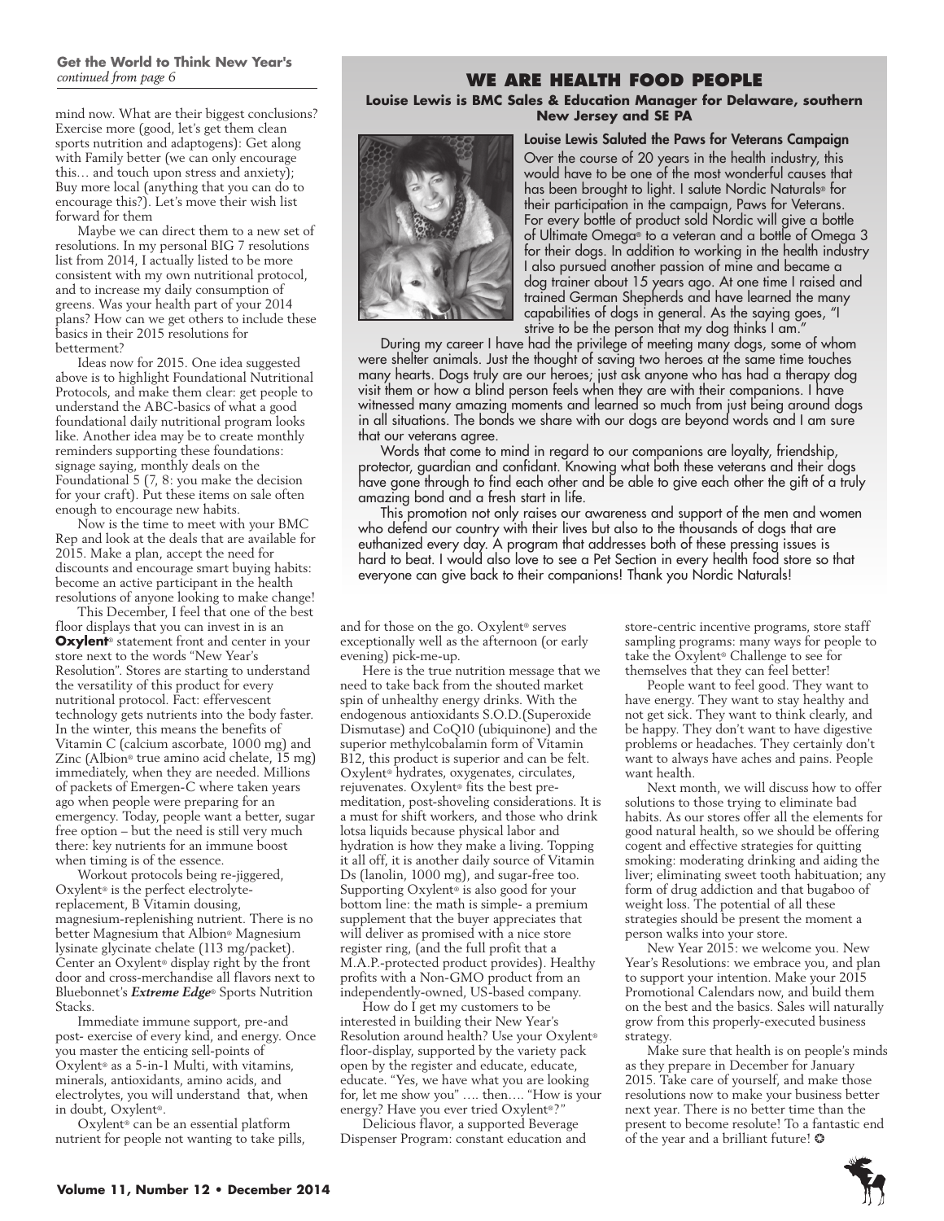**Get the World to Think New Year's**
*continued from page 6*

mind now. What are their biggest conclusions? Exercise more (good, let's get them clean sports nutrition and adaptogens): Get along with Family better (we can only encourage this… and touch upon stress and anxiety); Buy more local (anything that you can do to encourage this?). Let's move their wish list forward for them

Maybe we can direct them to a new set of resolutions. In my personal BIG 7 resolutions list from 2014, I actually listed to be more consistent with my own nutritional protocol, and to increase my daily consumption of greens. Was your health part of your 2014 plans? How can we get others to include these basics in their 2015 resolutions for betterment?

Ideas now for 2015. One idea suggested above is to highlight Foundational Nutritional Protocols, and make them clear: get people to understand the ABC-basics of what a good foundational daily nutritional program looks like. Another idea may be to create monthly reminders supporting these foundations: signage saying, monthly deals on the Foundational 5 (7, 8: you make the decision for your craft). Put these items on sale often enough to encourage new habits.

Now is the time to meet with your BMC Rep and look at the deals that are available for 2015. Make a plan, accept the need for discounts and encourage smart buying habits: become an active participant in the health resolutions of anyone looking to make change!

This December, I feel that one of the best floor displays that you can invest in is an **Oxylent**® statement front and center in your store next to the words "New Year's Resolution". Stores are starting to understand the versatility of this product for every nutritional protocol. Fact: effervescent technology gets nutrients into the body faster. In the winter, this means the benefits of Vitamin C (calcium ascorbate, 1000 mg) and Zinc (Albion® true amino acid chelate, 15 mg) immediately, when they are needed. Millions of packets of Emergen-C where taken years ago when people were preparing for an emergency. Today, people want a better, sugar free option – but the need is still very much there: key nutrients for an immune boost when timing is of the essence.

Workout protocols being re-jiggered, Oxylent® is the perfect electrolyte-replacement, B Vitamin dousing, magnesium-replenishing nutrient. There is no better Magnesium that Albion® Magnesium lysinate glycinate chelate (113 mg/packet). Center an Oxylent® display right by the front door and cross-merchandise all flavors next to Bluebonnet's ***Extreme Edge***® Sports Nutrition Stacks.

Immediate immune support, pre-and post- exercise of every kind, and energy. Once you master the enticing sell-points of Oxylent® as a 5-in-1 Multi, with vitamins, minerals, antioxidants, amino acids, and electrolytes, you will understand that, when in doubt, Oxylent®.

Oxylent® can be an essential platform nutrient for people not wanting to take pills, and for those on the go. Oxylent® serves exceptionally well as the afternoon (or early evening) pick-me-up.

Here is the true nutrition message that we need to take back from the shouted market spin of unhealthy energy drinks. With the endogenous antioxidants S.O.D.(Superoxide Dismutase) and CoQ10 (ubiquinone) and the superior methylcobalamin form of Vitamin B12, this product is superior and can be felt. Oxylent® hydrates, oxygenates, circulates, rejuvenates. Oxylent® fits the best pre-meditation, post-shoveling considerations. It is a must for shift workers, and those who drink lotsa liquids because physical labor and hydration is how they make a living. Topping it all off, it is another daily source of Vitamin Ds (lanolin, 1000 mg), and sugar-free too. Supporting Oxylent® is also good for your bottom line: the math is simple- a premium supplement that the buyer appreciates that will deliver as promised with a nice store register ring, (and the full profit that a M.A.P.-protected product provides). Healthy profits with a Non-GMO product from an independently-owned, US-based company.

How do I get my customers to be interested in building their New Year's Resolution around health? Use your Oxylent® floor-display, supported by the variety pack open by the register and educate, educate, educate. "Yes, we have what you are looking for, let me show you" …. then…. "How is your energy? Have you ever tried Oxylent®?"

Delicious flavor, a supported Beverage Dispenser Program: constant education and store-centric incentive programs, store staff sampling programs: many ways for people to take the Oxylent® Challenge to see for themselves that they can feel better!

People want to feel good. They want to have energy. They want to stay healthy and not get sick. They want to think clearly, and be happy. They don't want to have digestive problems or headaches. They certainly don't want to always have aches and pains. People want health.

Next month, we will discuss how to offer solutions to those trying to eliminate bad habits. As our stores offer all the elements for good natural health, so we should be offering cogent and effective strategies for quitting smoking: moderating drinking and aiding the liver; eliminating sweet tooth habituation; any form of drug addiction and that bugaboo of weight loss. The potential of all these strategies should be present the moment a person walks into your store.

New Year 2015: we welcome you. New Year's Resolutions: we embrace you, and plan to support your intention. Make your 2015 Promotional Calendars now, and build them on the best and the basics. Sales will naturally grow from this properly-executed business strategy.

Make sure that health is on people's minds as they prepare in December for January 2015. Take care of yourself, and make those resolutions now to make your business better next year. There is no better time than the present to become resolute! To a fantastic end of the year and a brilliant future! ✪

## WE ARE HEALTH FOOD PEOPLE

**Louise Lewis is BMC Sales & Education Manager for Delaware, southern New Jersey and SE PA**

### Louise Lewis Saluted the Paws for Veterans Campaign

Over the course of 20 years in the health industry, this would have to be one of the most wonderful causes that has been brought to light. I salute Nordic Naturals® for their participation in the campaign, Paws for Veterans. For every bottle of product sold Nordic will give a bottle of Ultimate Omega® to a veteran and a bottle of Omega 3 for their dogs. In addition to working in the health industry I also pursued another passion of mine and became a dog trainer about 15 years ago. At one time I raised and trained German Shepherds and have learned the many capabilities of dogs in general. As the saying goes, "I strive to be the person that my dog thinks I am."

During my career I have had the privilege of meeting many dogs, some of whom were shelter animals. Just the thought of saving two heroes at the same time touches many hearts. Dogs truly are our heroes; just ask anyone who has had a therapy dog visit them or how a blind person feels when they are with their companions. I have witnessed many amazing moments and learned so much from just being around dogs in all situations. The bonds we share with our dogs are beyond words and I am sure that our veterans agree.

Words that come to mind in regard to our companions are loyalty, friendship, protector, guardian and confidant. Knowing what both these veterans and their dogs have gone through to find each other and be able to give each other the gift of a truly amazing bond and a fresh start in life.

This promotion not only raises our awareness and support of the men and women who defend our country with their lives but also to the thousands of dogs that are euthanized every day. A program that addresses both of these pressing issues is hard to beat. I would also love to see a Pet Section in every health food store so that everyone can give back to their companions! Thank you Nordic Naturals!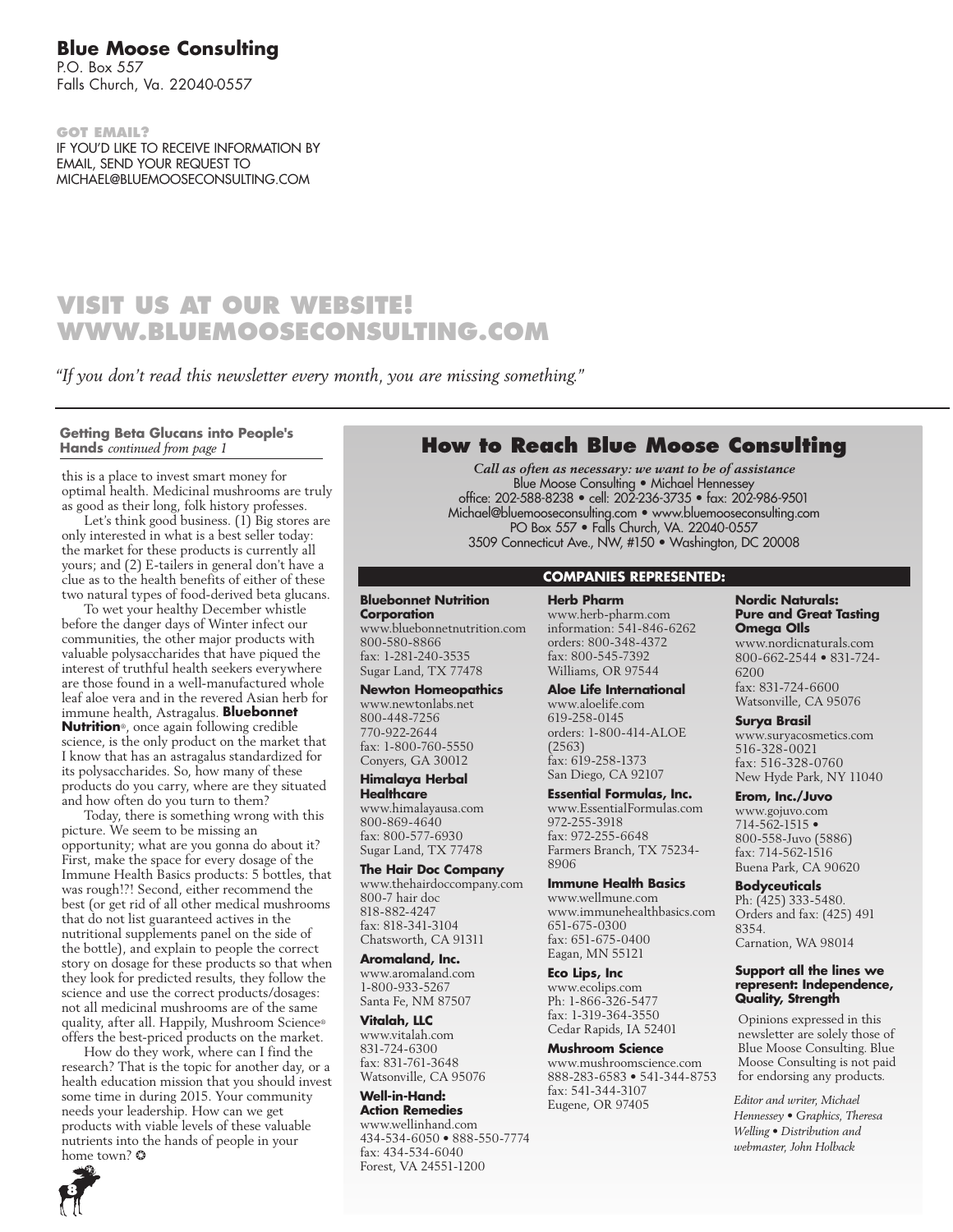**Blue Moose Consulting**
P.O. Box 557
Falls Church, Va. 22040-0557

**GOT EMAIL?**
IF YOU'D LIKE TO RECEIVE INFORMATION BY EMAIL, SEND YOUR REQUEST TO MICHAEL@BLUEMOOSECONSULTING.COM

## VISIT US AT OUR WEBSITE! WWW.BLUEMOOSECONSULTING.COM

*"If you don't read this newsletter every month, you are missing something."*

---

**Getting Beta Glucans into People's Hands** *continued from page 1*

this is a place to invest smart money for optimal health. Medicinal mushrooms are truly as good as their long, folk history professes.

Let's think good business. (1) Big stores are only interested in what is a best seller today: the market for these products is currently all yours; and (2) E-tailers in general don't have a clue as to the health benefits of either of these two natural types of food-derived beta glucans.

To wet your healthy December whistle before the danger days of Winter infect our communities, the other major products with valuable polysaccharides that have piqued the interest of truthful health seekers everywhere are those found in a well-manufactured whole leaf aloe vera and in the revered Asian herb for immune health, Astragalus. **Bluebonnet Nutrition**®, once again following credible science, is the only product on the market that I know that has an astragalus standardized for its polysaccharides. So, how many of these products do you carry, where are they situated and how often do you turn to them?

Today, there is something wrong with this picture. We seem to be missing an opportunity; what are you gonna do about it? First, make the space for every dosage of the Immune Health Basics products: 5 bottles, that was rough!?! Second, either recommend the best (or get rid of all other medical mushrooms that do not list guaranteed actives in the nutritional supplements panel on the side of the bottle), and explain to people the correct story on dosage for these products so that when they look for predicted results, they follow the science and use the correct products/dosages: not all medicinal mushrooms are of the same quality, after all. Happily, Mushroom Science® offers the best-priced products on the market.

How do they work, where can I find the research? That is the topic for another day, or a health education mission that you should invest some time in during 2015. Your community needs your leadership. How can we get products with viable levels of these valuable nutrients into the hands of people in your home town? ✪

## How to Reach Blue Moose Consulting

***Call as often as necessary: we want to be of assistance***
Blue Moose Consulting • Michael Hennessey
office: 202-588-8238 • cell: 202-236-3735 • fax: 202-986-9501
Michael@bluemooseconsulting.com • www.bluemooseconsulting.com
PO Box 557 • Falls Church, VA. 22040-0557
3509 Connecticut Ave., NW, #150 • Washington, DC 20008

### COMPANIES REPRESENTED:

**Bluebonnet Nutrition Corporation**
www.bluebonnetnutrition.com
800-580-8866
fax: 1-281-240-3535
Sugar Land, TX 77478

**Newton Homeopathics**
www.newtonlabs.net
800-448-7256
770-922-2644
fax: 1-800-760-5550
Conyers, GA 30012

**Himalaya Herbal Healthcare**
www.himalayausa.com
800-869-4640
fax: 800-577-6930
Sugar Land, TX 77478

**The Hair Doc Company**
www.thehairdoccompany.com
800-7 hair doc
818-882-4247
fax: 818-341-3104
Chatsworth, CA 91311

**Aromaland, Inc.**
www.aromaland.com
1-800-933-5267
Santa Fe, NM 87507

**Vitalah, LLC**
www.vitalah.com
831-724-6300
fax: 831-761-3648
Watsonville, CA 95076

**Well-in-Hand: Action Remedies**
www.wellinhand.com
434-534-6050 • 888-550-7774
fax: 434-534-6040
Forest, VA 24551-1200

**Herb Pharm**
www.herb-pharm.com
information: 541-846-6262
orders: 800-348-4372
fax: 800-545-7392
Williams, OR 97544

**Aloe Life International**
www.aloelife.com
619-258-0145
orders: 1-800-414-ALOE (2563)
fax: 619-258-1373
San Diego, CA 92107

**Essential Formulas, Inc.**
www.EssentialFormulas.com
972-255-3918
fax: 972-255-6648
Farmers Branch, TX 75234-8906

**Immune Health Basics**
www.wellmune.com
www.immunehealthbasics.com
651-675-0300
fax: 651-675-0400
Eagan, MN 55121

**Eco Lips, Inc**
www.ecolips.com
Ph: 1-866-326-5477
fax: 1-319-364-3550
Cedar Rapids, IA 52401

**Mushroom Science**
www.mushroomscience.com
888-283-6583 • 541-344-8753
fax: 541-344-3107
Eugene, OR 97405

**Nordic Naturals: Pure and Great Tasting Omega OIls**
www.nordicnaturals.com
800-662-2544 • 831-724-6200
fax: 831-724-6600
Watsonville, CA 95076

**Surya Brasil**
www.suryacosmetics.com
516-328-0021
fax: 516-328-0760
New Hyde Park, NY 11040

**Erom, Inc./Juvo**
www.gojuvo.com
714-562-1515 •
800-558-Juvo (5886)
fax: 714-562-1516
Buena Park, CA 90620

**Bodyceuticals**
Ph: (425) 333-5480.
Orders and fax: (425) 491 8354.
Carnation, WA 98014

**Support all the lines we represent: Independence, Quality, Strength**

Opinions expressed in this newsletter are solely those of Blue Moose Consulting. Blue Moose Consulting is not paid for endorsing any products.

*Editor and writer, Michael Hennessey • Graphics, Theresa Welling • Distribution and webmaster, John Holback*